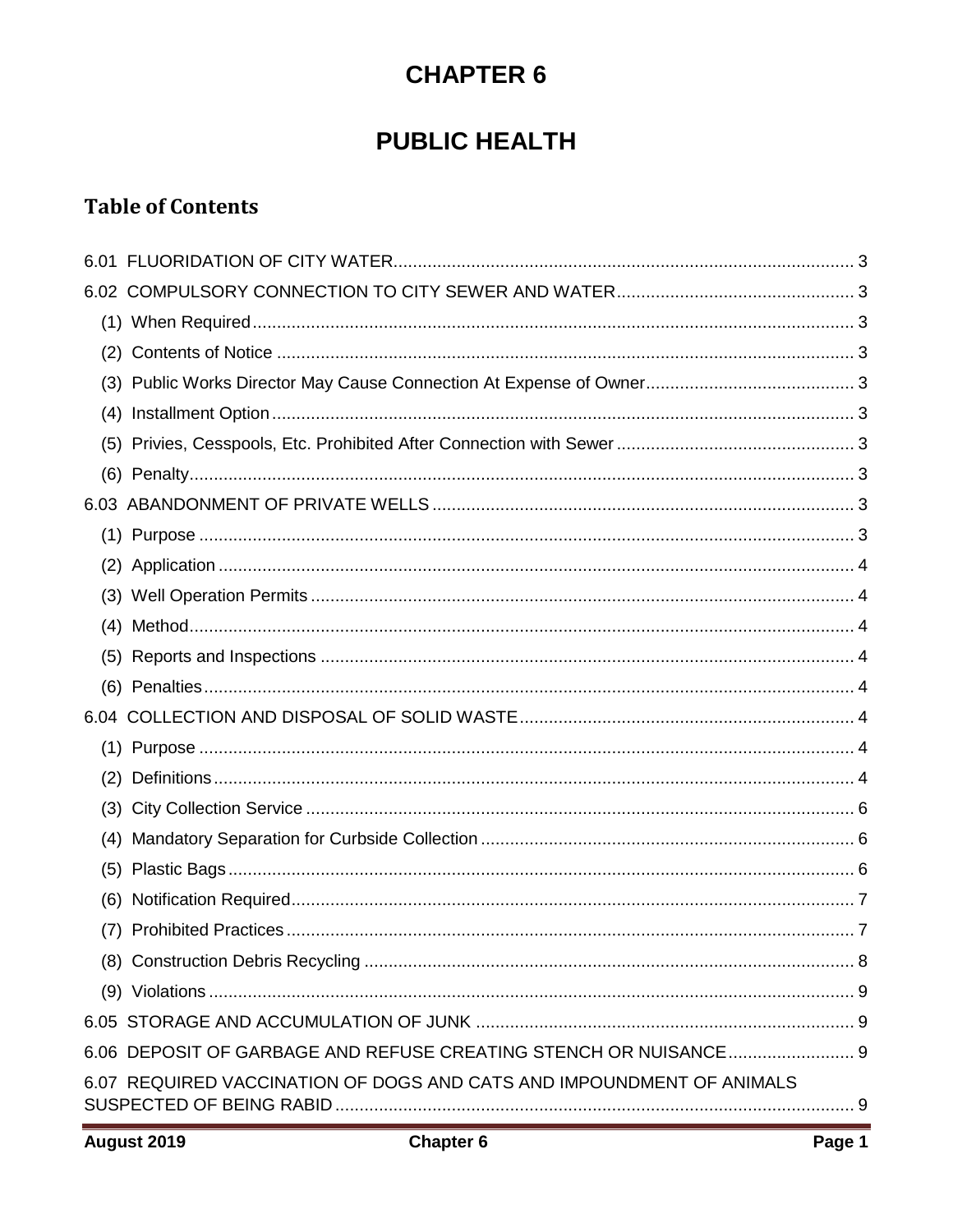# CHAPTER 6

# PUBLIC HEALTH

## Table of Contents

6.01 FLUORIDATION OF CITY WATER ... 3
6.02 COMPULSORY CONNECTION TO CITY SEWER AND WATER ... 3
- (1) When Required ... 3
- (2) Contents of Notice ... 3
- (3) Public Works Director May Cause Connection At Expense of Owner ... 3
- (4) Installment Option ... 3
- (5) Privies, Cesspools, Etc. Prohibited After Connection with Sewer ... 3
- (6) Penalty ... 3

6.03 ABANDONMENT OF PRIVATE WELLS ... 3
- (1) Purpose ... 3
- (2) Application ... 4
- (3) Well Operation Permits ... 4
- (4) Method ... 4
- (5) Reports and Inspections ... 4
- (6) Penalties ... 4

6.04 COLLECTION AND DISPOSAL OF SOLID WASTE ... 4
- (1) Purpose ... 4
- (2) Definitions ... 4
- (3) City Collection Service ... 6
- (4) Mandatory Separation for Curbside Collection ... 6
- (5) Plastic Bags ... 6
- (6) Notification Required ... 7
- (7) Prohibited Practices ... 7
- (8) Construction Debris Recycling ... 8
- (9) Violations ... 9

6.05 STORAGE AND ACCUMULATION OF JUNK ... 9
6.06 DEPOSIT OF GARBAGE AND REFUSE CREATING STENCH OR NUISANCE ... 9
6.07 REQUIRED VACCINATION OF DOGS AND CATS AND IMPOUNDMENT OF ANIMALS SUSPECTED OF BEING RABID ... 9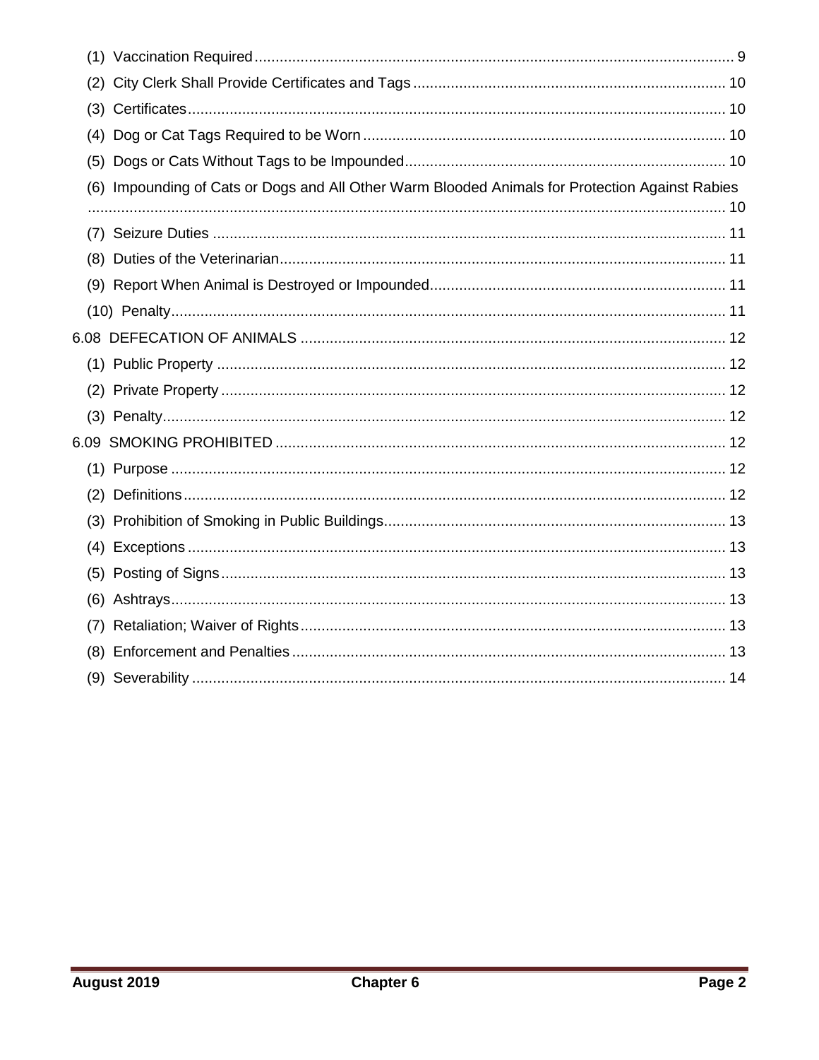(1) Vaccination Required ... 9

(2) City Clerk Shall Provide Certificates and Tags ... 10

(3) Certificates ... 10

(4) Dog or Cat Tags Required to be Worn ... 10

(5) Dogs or Cats Without Tags to be Impounded ... 10

(6) Impounding of Cats or Dogs and All Other Warm Blooded Animals for Protection Against Rabies ... 10

(7) Seizure Duties ... 11

(8) Duties of the Veterinarian ... 11

(9) Report When Animal is Destroyed or Impounded ... 11

(10) Penalty ... 11

6.08 DEFECATION OF ANIMALS ... 12

(1) Public Property ... 12

(2) Private Property ... 12

(3) Penalty ... 12

6.09 SMOKING PROHIBITED ... 12

(1) Purpose ... 12

(2) Definitions ... 12

(3) Prohibition of Smoking in Public Buildings ... 13

(4) Exceptions ... 13

(5) Posting of Signs ... 13

(6) Ashtrays ... 13

(7) Retaliation; Waiver of Rights ... 13

(8) Enforcement and Penalties ... 13

(9) Severability ... 14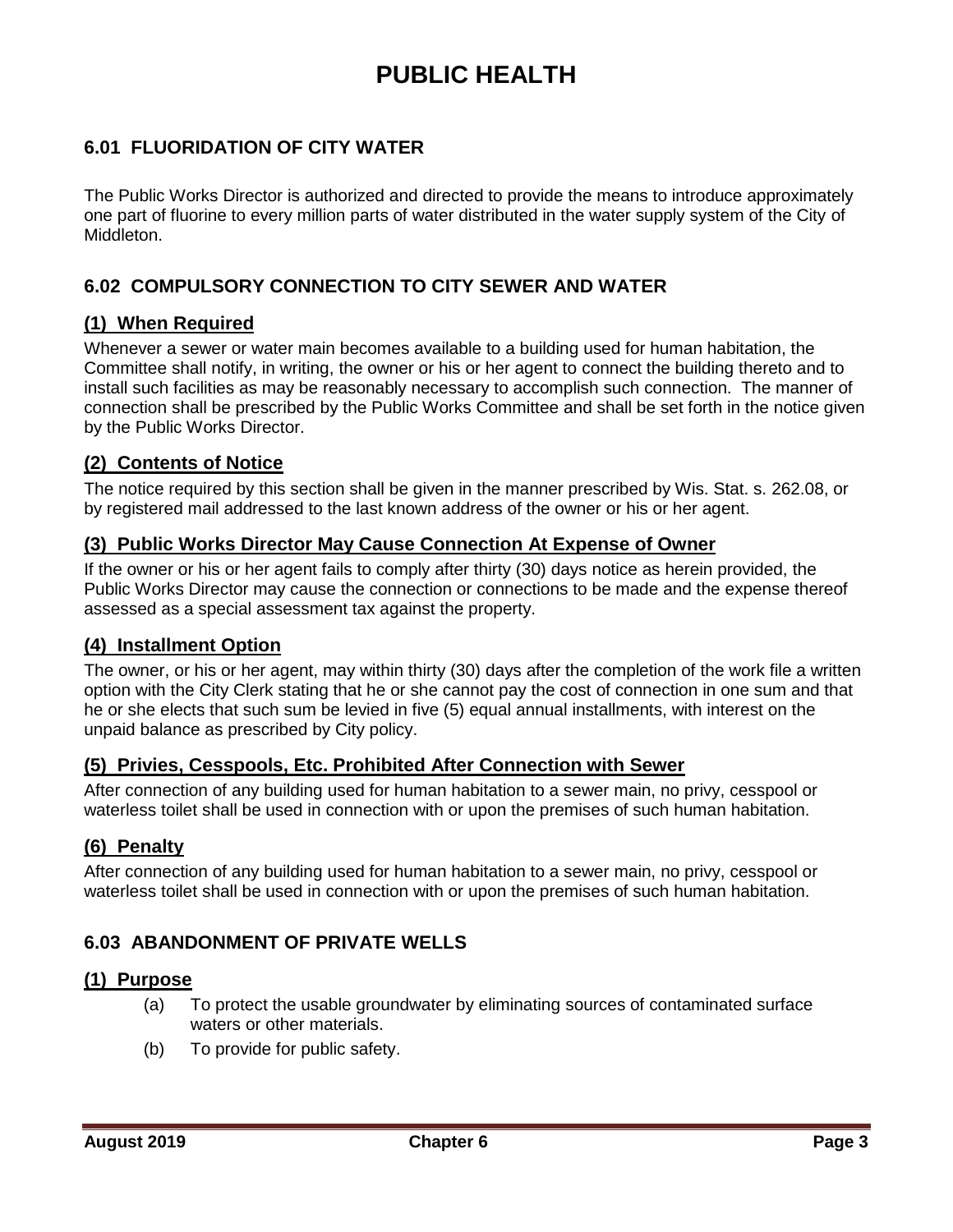# PUBLIC HEALTH

## 6.01 FLUORIDATION OF CITY WATER

The Public Works Director is authorized and directed to provide the means to introduce approximately one part of fluorine to every million parts of water distributed in the water supply system of the City of Middleton.

## 6.02 COMPULSORY CONNECTION TO CITY SEWER AND WATER

### (1) When Required

Whenever a sewer or water main becomes available to a building used for human habitation, the Committee shall notify, in writing, the owner or his or her agent to connect the building thereto and to install such facilities as may be reasonably necessary to accomplish such connection. The manner of connection shall be prescribed by the Public Works Committee and shall be set forth in the notice given by the Public Works Director.

### (2) Contents of Notice

The notice required by this section shall be given in the manner prescribed by Wis. Stat. s. 262.08, or by registered mail addressed to the last known address of the owner or his or her agent.

### (3) Public Works Director May Cause Connection At Expense of Owner

If the owner or his or her agent fails to comply after thirty (30) days notice as herein provided, the Public Works Director may cause the connection or connections to be made and the expense thereof assessed as a special assessment tax against the property.

### (4) Installment Option

The owner, or his or her agent, may within thirty (30) days after the completion of the work file a written option with the City Clerk stating that he or she cannot pay the cost of connection in one sum and that he or she elects that such sum be levied in five (5) equal annual installments, with interest on the unpaid balance as prescribed by City policy.

### (5) Privies, Cesspools, Etc. Prohibited After Connection with Sewer

After connection of any building used for human habitation to a sewer main, no privy, cesspool or waterless toilet shall be used in connection with or upon the premises of such human habitation.

### (6) Penalty

After connection of any building used for human habitation to a sewer main, no privy, cesspool or waterless toilet shall be used in connection with or upon the premises of such human habitation.

## 6.03 ABANDONMENT OF PRIVATE WELLS

### (1) Purpose

(a) To protect the usable groundwater by eliminating sources of contaminated surface waters or other materials.

(b) To provide for public safety.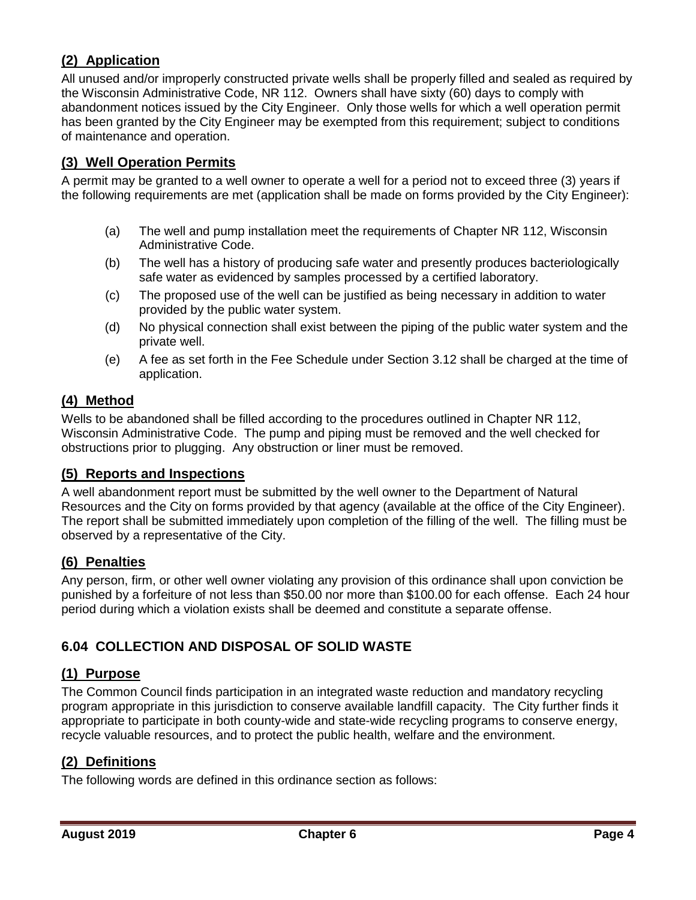### (2) Application

All unused and/or improperly constructed private wells shall be properly filled and sealed as required by the Wisconsin Administrative Code, NR 112. Owners shall have sixty (60) days to comply with abandonment notices issued by the City Engineer. Only those wells for which a well operation permit has been granted by the City Engineer may be exempted from this requirement; subject to conditions of maintenance and operation.

### (3) Well Operation Permits

A permit may be granted to a well owner to operate a well for a period not to exceed three (3) years if the following requirements are met (application shall be made on forms provided by the City Engineer):

(a) The well and pump installation meet the requirements of Chapter NR 112, Wisconsin Administrative Code.

(b) The well has a history of producing safe water and presently produces bacteriologically safe water as evidenced by samples processed by a certified laboratory.

(c) The proposed use of the well can be justified as being necessary in addition to water provided by the public water system.

(d) No physical connection shall exist between the piping of the public water system and the private well.

(e) A fee as set forth in the Fee Schedule under Section 3.12 shall be charged at the time of application.

### (4) Method

Wells to be abandoned shall be filled according to the procedures outlined in Chapter NR 112, Wisconsin Administrative Code. The pump and piping must be removed and the well checked for obstructions prior to plugging. Any obstruction or liner must be removed.

### (5) Reports and Inspections

A well abandonment report must be submitted by the well owner to the Department of Natural Resources and the City on forms provided by that agency (available at the office of the City Engineer). The report shall be submitted immediately upon completion of the filling of the well. The filling must be observed by a representative of the City.

### (6) Penalties

Any person, firm, or other well owner violating any provision of this ordinance shall upon conviction be punished by a forfeiture of not less than $50.00 nor more than $100.00 for each offense. Each 24 hour period during which a violation exists shall be deemed and constitute a separate offense.

## 6.04 COLLECTION AND DISPOSAL OF SOLID WASTE

### (1) Purpose

The Common Council finds participation in an integrated waste reduction and mandatory recycling program appropriate in this jurisdiction to conserve available landfill capacity. The City further finds it appropriate to participate in both county-wide and state-wide recycling programs to conserve energy, recycle valuable resources, and to protect the public health, welfare and the environment.

### (2) Definitions

The following words are defined in this ordinance section as follows: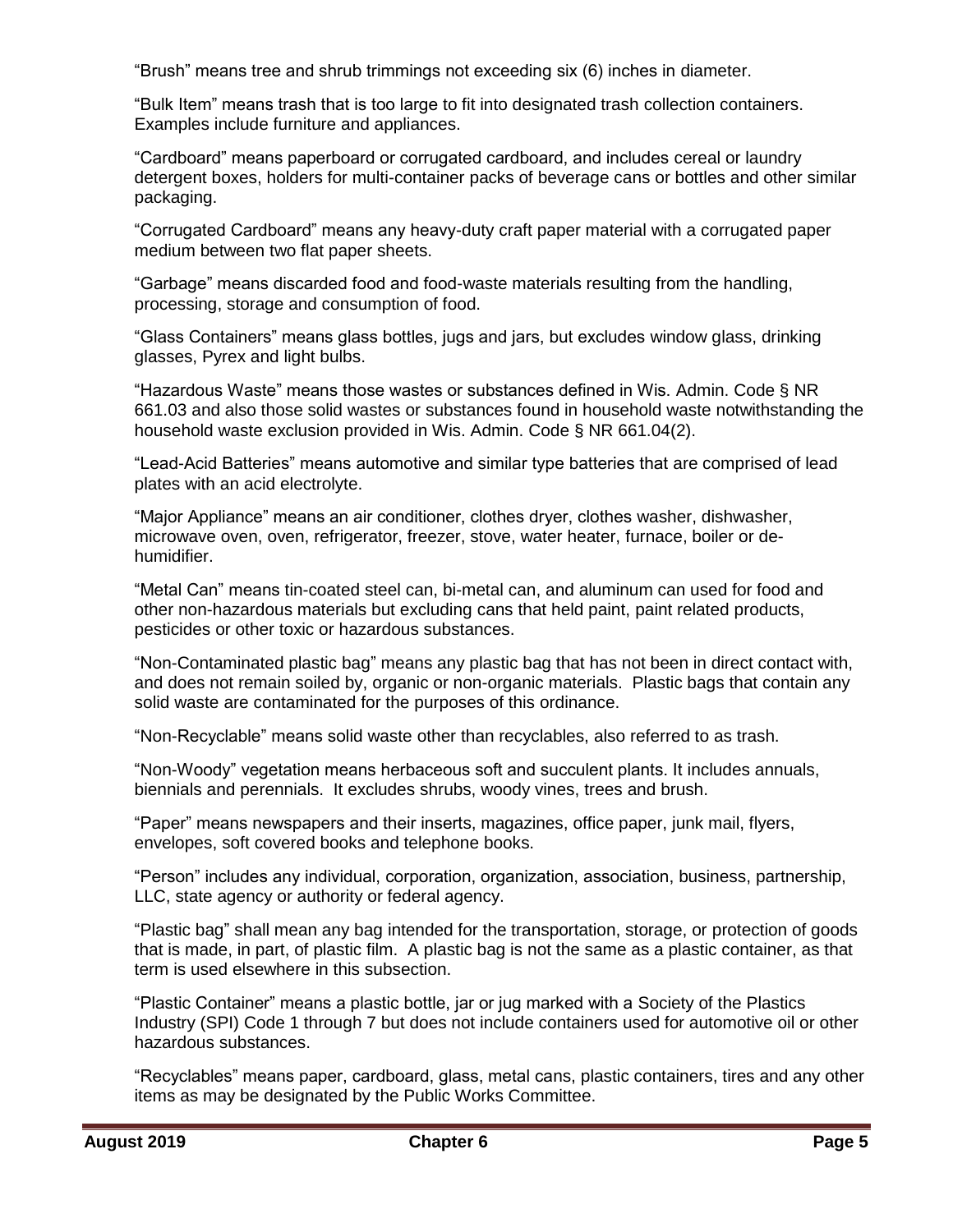"Brush" means tree and shrub trimmings not exceeding six (6) inches in diameter.

"Bulk Item" means trash that is too large to fit into designated trash collection containers. Examples include furniture and appliances.

"Cardboard" means paperboard or corrugated cardboard, and includes cereal or laundry detergent boxes, holders for multi-container packs of beverage cans or bottles and other similar packaging.

"Corrugated Cardboard" means any heavy-duty craft paper material with a corrugated paper medium between two flat paper sheets.

"Garbage" means discarded food and food-waste materials resulting from the handling, processing, storage and consumption of food.

"Glass Containers" means glass bottles, jugs and jars, but excludes window glass, drinking glasses, Pyrex and light bulbs.

"Hazardous Waste" means those wastes or substances defined in Wis. Admin. Code § NR 661.03 and also those solid wastes or substances found in household waste notwithstanding the household waste exclusion provided in Wis. Admin. Code § NR 661.04(2).

"Lead-Acid Batteries" means automotive and similar type batteries that are comprised of lead plates with an acid electrolyte.

"Major Appliance" means an air conditioner, clothes dryer, clothes washer, dishwasher, microwave oven, oven, refrigerator, freezer, stove, water heater, furnace, boiler or de-humidifier.

"Metal Can" means tin-coated steel can, bi-metal can, and aluminum can used for food and other non-hazardous materials but excluding cans that held paint, paint related products, pesticides or other toxic or hazardous substances.

"Non-Contaminated plastic bag" means any plastic bag that has not been in direct contact with, and does not remain soiled by, organic or non-organic materials. Plastic bags that contain any solid waste are contaminated for the purposes of this ordinance.

"Non-Recyclable" means solid waste other than recyclables, also referred to as trash.

"Non-Woody" vegetation means herbaceous soft and succulent plants. It includes annuals, biennials and perennials. It excludes shrubs, woody vines, trees and brush.

"Paper" means newspapers and their inserts, magazines, office paper, junk mail, flyers, envelopes, soft covered books and telephone books.

"Person" includes any individual, corporation, organization, association, business, partnership, LLC, state agency or authority or federal agency.

"Plastic bag" shall mean any bag intended for the transportation, storage, or protection of goods that is made, in part, of plastic film. A plastic bag is not the same as a plastic container, as that term is used elsewhere in this subsection.

"Plastic Container" means a plastic bottle, jar or jug marked with a Society of the Plastics Industry (SPI) Code 1 through 7 but does not include containers used for automotive oil or other hazardous substances.

"Recyclables" means paper, cardboard, glass, metal cans, plastic containers, tires and any other items as may be designated by the Public Works Committee.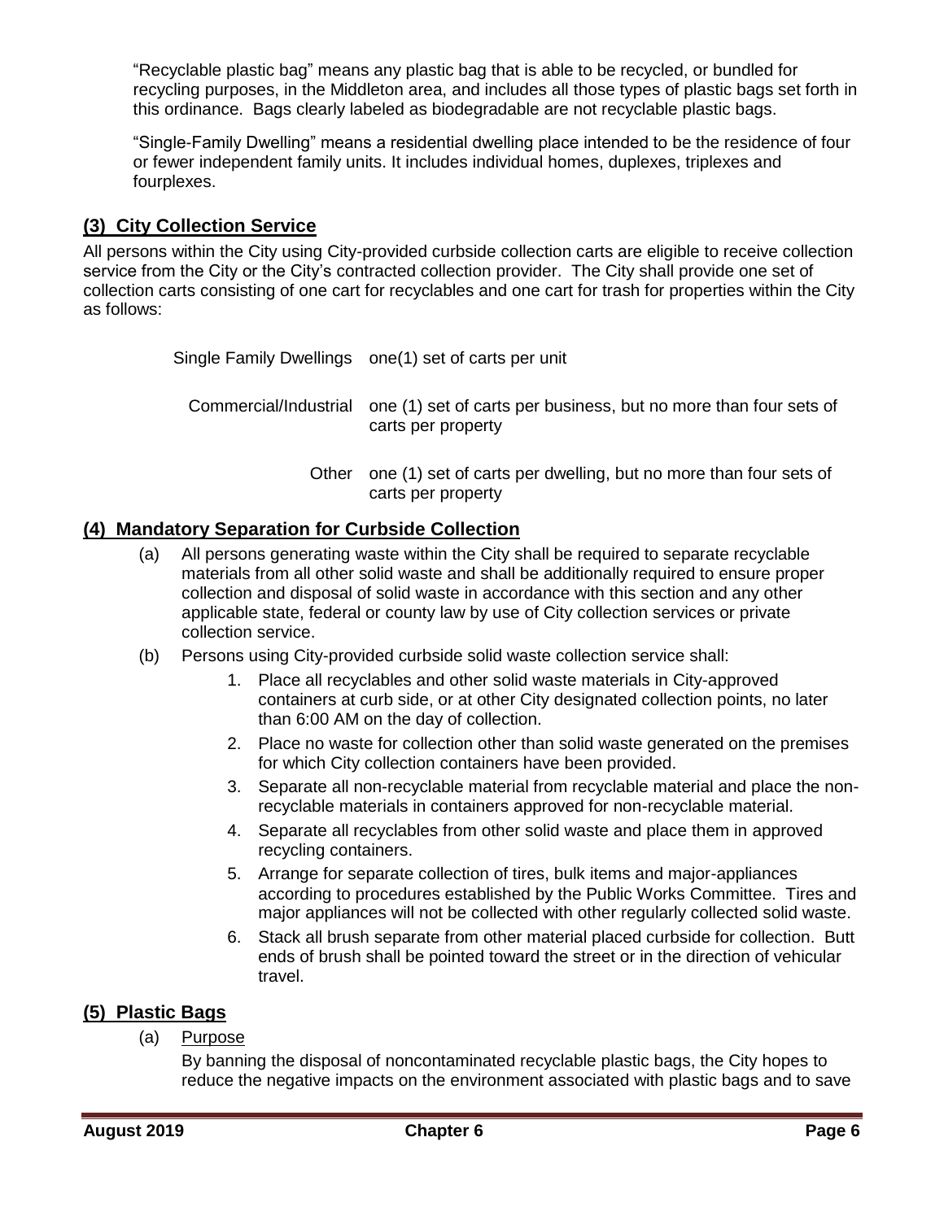"Recyclable plastic bag" means any plastic bag that is able to be recycled, or bundled for recycling purposes, in the Middleton area, and includes all those types of plastic bags set forth in this ordinance. Bags clearly labeled as biodegradable are not recyclable plastic bags.

"Single-Family Dwelling" means a residential dwelling place intended to be the residence of four or fewer independent family units. It includes individual homes, duplexes, triplexes and fourplexes.

## (3) City Collection Service

All persons within the City using City-provided curbside collection carts are eligible to receive collection service from the City or the City's contracted collection provider. The City shall provide one set of collection carts consisting of one cart for recyclables and one cart for trash for properties within the City as follows:

| | |
|---|---|
| Single Family Dwellings | one(1) set of carts per unit |
| Commercial/Industrial | one (1) set of carts per business, but no more than four sets of carts per property |
| Other | one (1) set of carts per dwelling, but no more than four sets of carts per property |

## (4) Mandatory Separation for Curbside Collection

(a) All persons generating waste within the City shall be required to separate recyclable materials from all other solid waste and shall be additionally required to ensure proper collection and disposal of solid waste in accordance with this section and any other applicable state, federal or county law by use of City collection services or private collection service.

(b) Persons using City-provided curbside solid waste collection service shall:

1. Place all recyclables and other solid waste materials in City-approved containers at curb side, or at other City designated collection points, no later than 6:00 AM on the day of collection.
2. Place no waste for collection other than solid waste generated on the premises for which City collection containers have been provided.
3. Separate all non-recyclable material from recyclable material and place the non-recyclable materials in containers approved for non-recyclable material.
4. Separate all recyclables from other solid waste and place them in approved recycling containers.
5. Arrange for separate collection of tires, bulk items and major-appliances according to procedures established by the Public Works Committee. Tires and major appliances will not be collected with other regularly collected solid waste.
6. Stack all brush separate from other material placed curbside for collection. Butt ends of brush shall be pointed toward the street or in the direction of vehicular travel.

## (5) Plastic Bags

(a) Purpose

By banning the disposal of noncontaminated recyclable plastic bags, the City hopes to reduce the negative impacts on the environment associated with plastic bags and to save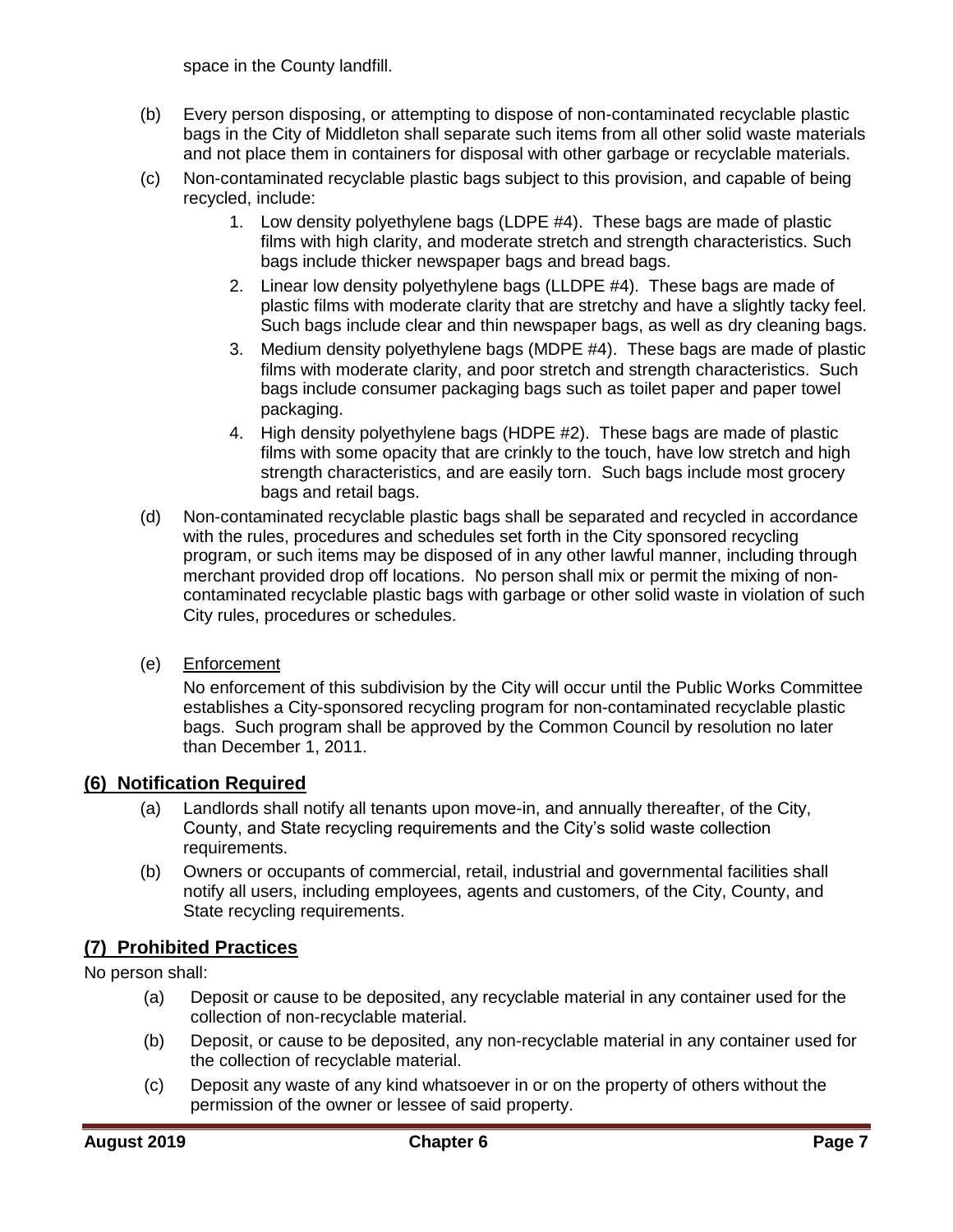space in the County landfill.

(b) Every person disposing, or attempting to dispose of non-contaminated recyclable plastic bags in the City of Middleton shall separate such items from all other solid waste materials and not place them in containers for disposal with other garbage or recyclable materials.

(c) Non-contaminated recyclable plastic bags subject to this provision, and capable of being recycled, include:

1. Low density polyethylene bags (LDPE #4). These bags are made of plastic films with high clarity, and moderate stretch and strength characteristics. Such bags include thicker newspaper bags and bread bags.
2. Linear low density polyethylene bags (LLDPE #4). These bags are made of plastic films with moderate clarity that are stretchy and have a slightly tacky feel. Such bags include clear and thin newspaper bags, as well as dry cleaning bags.
3. Medium density polyethylene bags (MDPE #4). These bags are made of plastic films with moderate clarity, and poor stretch and strength characteristics. Such bags include consumer packaging bags such as toilet paper and paper towel packaging.
4. High density polyethylene bags (HDPE #2). These bags are made of plastic films with some opacity that are crinkly to the touch, have low stretch and high strength characteristics, and are easily torn. Such bags include most grocery bags and retail bags.

(d) Non-contaminated recyclable plastic bags shall be separated and recycled in accordance with the rules, procedures and schedules set forth in the City sponsored recycling program, or such items may be disposed of in any other lawful manner, including through merchant provided drop off locations. No person shall mix or permit the mixing of non-contaminated recyclable plastic bags with garbage or other solid waste in violation of such City rules, procedures or schedules.

(e) Enforcement

No enforcement of this subdivision by the City will occur until the Public Works Committee establishes a City-sponsored recycling program for non-contaminated recyclable plastic bags. Such program shall be approved by the Common Council by resolution no later than December 1, 2011.

## (6) Notification Required

(a) Landlords shall notify all tenants upon move-in, and annually thereafter, of the City, County, and State recycling requirements and the City's solid waste collection requirements.

(b) Owners or occupants of commercial, retail, industrial and governmental facilities shall notify all users, including employees, agents and customers, of the City, County, and State recycling requirements.

## (7) Prohibited Practices

No person shall:

(a) Deposit or cause to be deposited, any recyclable material in any container used for the collection of non-recyclable material.

(b) Deposit, or cause to be deposited, any non-recyclable material in any container used for the collection of recyclable material.

(c) Deposit any waste of any kind whatsoever in or on the property of others without the permission of the owner or lessee of said property.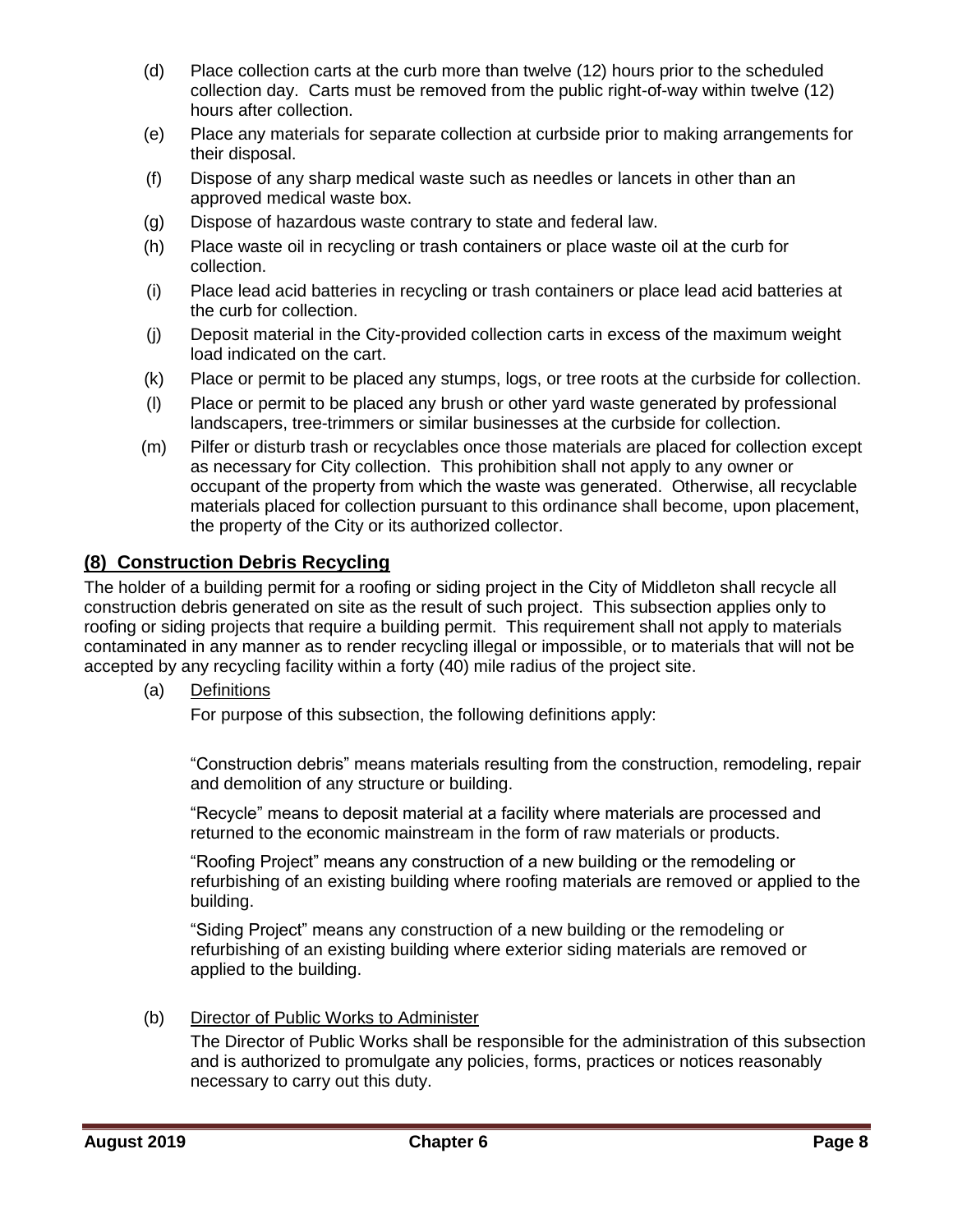(d) Place collection carts at the curb more than twelve (12) hours prior to the scheduled collection day. Carts must be removed from the public right-of-way within twelve (12) hours after collection.

(e) Place any materials for separate collection at curbside prior to making arrangements for their disposal.

(f) Dispose of any sharp medical waste such as needles or lancets in other than an approved medical waste box.

(g) Dispose of hazardous waste contrary to state and federal law.

(h) Place waste oil in recycling or trash containers or place waste oil at the curb for collection.

(i) Place lead acid batteries in recycling or trash containers or place lead acid batteries at the curb for collection.

(j) Deposit material in the City-provided collection carts in excess of the maximum weight load indicated on the cart.

(k) Place or permit to be placed any stumps, logs, or tree roots at the curbside for collection.

(l) Place or permit to be placed any brush or other yard waste generated by professional landscapers, tree-trimmers or similar businesses at the curbside for collection.

(m) Pilfer or disturb trash or recyclables once those materials are placed for collection except as necessary for City collection. This prohibition shall not apply to any owner or occupant of the property from which the waste was generated. Otherwise, all recyclable materials placed for collection pursuant to this ordinance shall become, upon placement, the property of the City or its authorized collector.

## (8) Construction Debris Recycling

The holder of a building permit for a roofing or siding project in the City of Middleton shall recycle all construction debris generated on site as the result of such project. This subsection applies only to roofing or siding projects that require a building permit. This requirement shall not apply to materials contaminated in any manner as to render recycling illegal or impossible, or to materials that will not be accepted by any recycling facility within a forty (40) mile radius of the project site.

(a) <u>Definitions</u>

For purpose of this subsection, the following definitions apply:

"Construction debris" means materials resulting from the construction, remodeling, repair and demolition of any structure or building.

"Recycle" means to deposit material at a facility where materials are processed and returned to the economic mainstream in the form of raw materials or products.

"Roofing Project" means any construction of a new building or the remodeling or refurbishing of an existing building where roofing materials are removed or applied to the building.

"Siding Project" means any construction of a new building or the remodeling or refurbishing of an existing building where exterior siding materials are removed or applied to the building.

(b) <u>Director of Public Works to Administer</u>

The Director of Public Works shall be responsible for the administration of this subsection and is authorized to promulgate any policies, forms, practices or notices reasonably necessary to carry out this duty.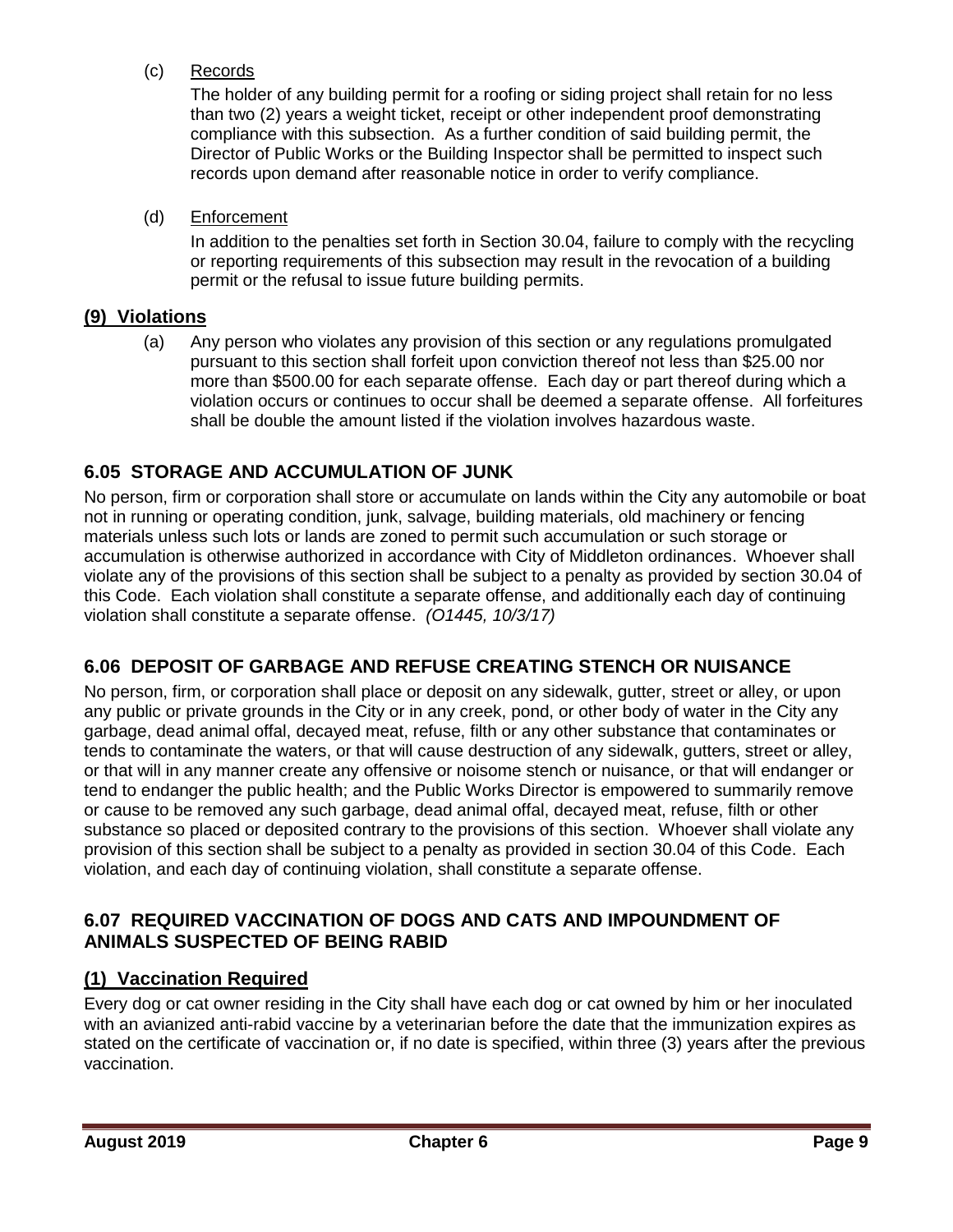(c) Records

The holder of any building permit for a roofing or siding project shall retain for no less than two (2) years a weight ticket, receipt or other independent proof demonstrating compliance with this subsection. As a further condition of said building permit, the Director of Public Works or the Building Inspector shall be permitted to inspect such records upon demand after reasonable notice in order to verify compliance.

(d) Enforcement

In addition to the penalties set forth in Section 30.04, failure to comply with the recycling or reporting requirements of this subsection may result in the revocation of a building permit or the refusal to issue future building permits.

### (9) Violations

(a) Any person who violates any provision of this section or any regulations promulgated pursuant to this section shall forfeit upon conviction thereof not less than $25.00 nor more than $500.00 for each separate offense. Each day or part thereof during which a violation occurs or continues to occur shall be deemed a separate offense. All forfeitures shall be double the amount listed if the violation involves hazardous waste.

## 6.05 STORAGE AND ACCUMULATION OF JUNK

No person, firm or corporation shall store or accumulate on lands within the City any automobile or boat not in running or operating condition, junk, salvage, building materials, old machinery or fencing materials unless such lots or lands are zoned to permit such accumulation or such storage or accumulation is otherwise authorized in accordance with City of Middleton ordinances. Whoever shall violate any of the provisions of this section shall be subject to a penalty as provided by section 30.04 of this Code. Each violation shall constitute a separate offense, and additionally each day of continuing violation shall constitute a separate offense. *(O1445, 10/3/17)*

## 6.06 DEPOSIT OF GARBAGE AND REFUSE CREATING STENCH OR NUISANCE

No person, firm, or corporation shall place or deposit on any sidewalk, gutter, street or alley, or upon any public or private grounds in the City or in any creek, pond, or other body of water in the City any garbage, dead animal offal, decayed meat, refuse, filth or any other substance that contaminates or tends to contaminate the waters, or that will cause destruction of any sidewalk, gutters, street or alley, or that will in any manner create any offensive or noisome stench or nuisance, or that will endanger or tend to endanger the public health; and the Public Works Director is empowered to summarily remove or cause to be removed any such garbage, dead animal offal, decayed meat, refuse, filth or other substance so placed or deposited contrary to the provisions of this section. Whoever shall violate any provision of this section shall be subject to a penalty as provided in section 30.04 of this Code. Each violation, and each day of continuing violation, shall constitute a separate offense.

## 6.07 REQUIRED VACCINATION OF DOGS AND CATS AND IMPOUNDMENT OF ANIMALS SUSPECTED OF BEING RABID

### (1) Vaccination Required

Every dog or cat owner residing in the City shall have each dog or cat owned by him or her inoculated with an avianized anti-rabid vaccine by a veterinarian before the date that the immunization expires as stated on the certificate of vaccination or, if no date is specified, within three (3) years after the previous vaccination.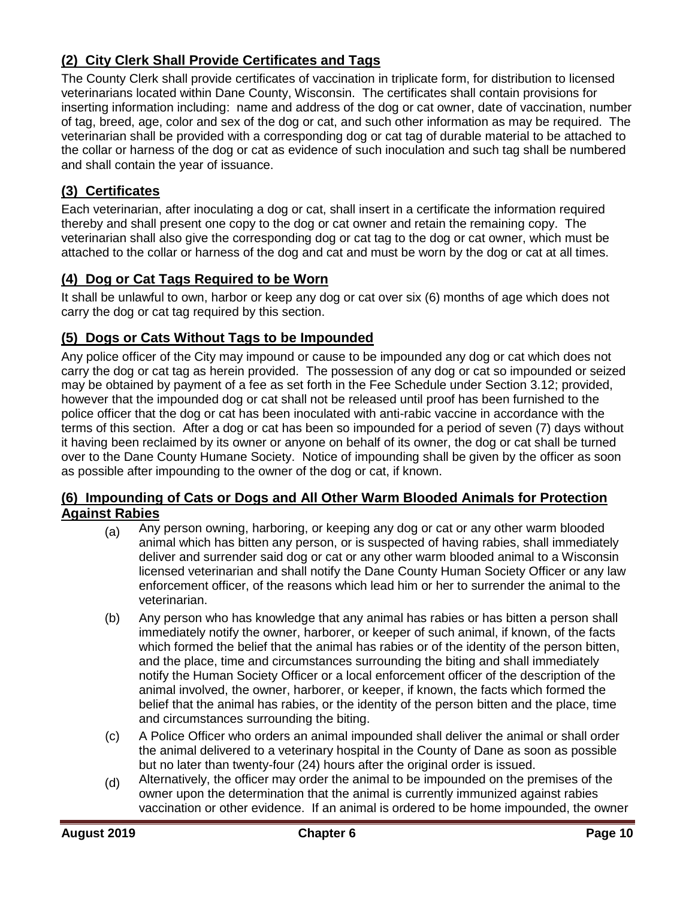## (2) City Clerk Shall Provide Certificates and Tags

The County Clerk shall provide certificates of vaccination in triplicate form, for distribution to licensed veterinarians located within Dane County, Wisconsin. The certificates shall contain provisions for inserting information including: name and address of the dog or cat owner, date of vaccination, number of tag, breed, age, color and sex of the dog or cat, and such other information as may be required. The veterinarian shall be provided with a corresponding dog or cat tag of durable material to be attached to the collar or harness of the dog or cat as evidence of such inoculation and such tag shall be numbered and shall contain the year of issuance.

## (3) Certificates

Each veterinarian, after inoculating a dog or cat, shall insert in a certificate the information required thereby and shall present one copy to the dog or cat owner and retain the remaining copy. The veterinarian shall also give the corresponding dog or cat tag to the dog or cat owner, which must be attached to the collar or harness of the dog and cat and must be worn by the dog or cat at all times.

## (4) Dog or Cat Tags Required to be Worn

It shall be unlawful to own, harbor or keep any dog or cat over six (6) months of age which does not carry the dog or cat tag required by this section.

## (5) Dogs or Cats Without Tags to be Impounded

Any police officer of the City may impound or cause to be impounded any dog or cat which does not carry the dog or cat tag as herein provided. The possession of any dog or cat so impounded or seized may be obtained by payment of a fee as set forth in the Fee Schedule under Section 3.12; provided, however that the impounded dog or cat shall not be released until proof has been furnished to the police officer that the dog or cat has been inoculated with anti-rabic vaccine in accordance with the terms of this section. After a dog or cat has been so impounded for a period of seven (7) days without it having been reclaimed by its owner or anyone on behalf of its owner, the dog or cat shall be turned over to the Dane County Humane Society. Notice of impounding shall be given by the officer as soon as possible after impounding to the owner of the dog or cat, if known.

## (6) Impounding of Cats or Dogs and All Other Warm Blooded Animals for Protection Against Rabies

(a) Any person owning, harboring, or keeping any dog or cat or any other warm blooded animal which has bitten any person, or is suspected of having rabies, shall immediately deliver and surrender said dog or cat or any other warm blooded animal to a Wisconsin licensed veterinarian and shall notify the Dane County Human Society Officer or any law enforcement officer, of the reasons which lead him or her to surrender the animal to the veterinarian.

(b) Any person who has knowledge that any animal has rabies or has bitten a person shall immediately notify the owner, harborer, or keeper of such animal, if known, of the facts which formed the belief that the animal has rabies or of the identity of the person bitten, and the place, time and circumstances surrounding the biting and shall immediately notify the Human Society Officer or a local enforcement officer of the description of the animal involved, the owner, harborer, or keeper, if known, the facts which formed the belief that the animal has rabies, or the identity of the person bitten and the place, time and circumstances surrounding the biting.

(c) A Police Officer who orders an animal impounded shall deliver the animal or shall order the animal delivered to a veterinary hospital in the County of Dane as soon as possible but no later than twenty-four (24) hours after the original order is issued.

(d) Alternatively, the officer may order the animal to be impounded on the premises of the owner upon the determination that the animal is currently immunized against rabies vaccination or other evidence. If an animal is ordered to be home impounded, the owner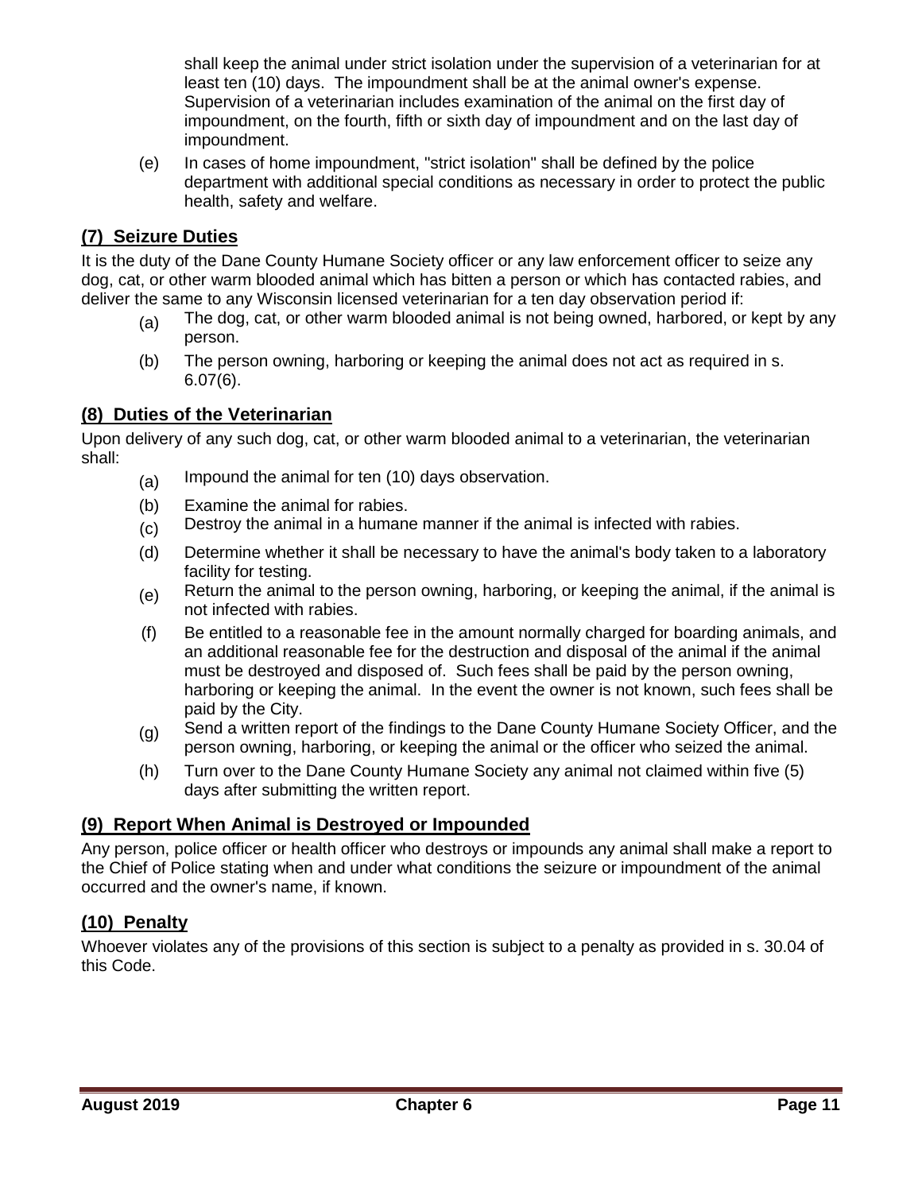shall keep the animal under strict isolation under the supervision of a veterinarian for at least ten (10) days. The impoundment shall be at the animal owner's expense. Supervision of a veterinarian includes examination of the animal on the first day of impoundment, on the fourth, fifth or sixth day of impoundment and on the last day of impoundment.

(e) In cases of home impoundment, "strict isolation" shall be defined by the police department with additional special conditions as necessary in order to protect the public health, safety and welfare.

## (7) Seizure Duties

It is the duty of the Dane County Humane Society officer or any law enforcement officer to seize any dog, cat, or other warm blooded animal which has bitten a person or which has contacted rabies, and deliver the same to any Wisconsin licensed veterinarian for a ten day observation period if:

(a) The dog, cat, or other warm blooded animal is not being owned, harbored, or kept by any person.

(b) The person owning, harboring or keeping the animal does not act as required in s. 6.07(6).

## (8) Duties of the Veterinarian

Upon delivery of any such dog, cat, or other warm blooded animal to a veterinarian, the veterinarian shall:

(a) Impound the animal for ten (10) days observation.

(b) Examine the animal for rabies.

(c) Destroy the animal in a humane manner if the animal is infected with rabies.

(d) Determine whether it shall be necessary to have the animal's body taken to a laboratory facility for testing.

(e) Return the animal to the person owning, harboring, or keeping the animal, if the animal is not infected with rabies.

(f) Be entitled to a reasonable fee in the amount normally charged for boarding animals, and an additional reasonable fee for the destruction and disposal of the animal if the animal must be destroyed and disposed of. Such fees shall be paid by the person owning, harboring or keeping the animal. In the event the owner is not known, such fees shall be paid by the City.

(g) Send a written report of the findings to the Dane County Humane Society Officer, and the person owning, harboring, or keeping the animal or the officer who seized the animal.

(h) Turn over to the Dane County Humane Society any animal not claimed within five (5) days after submitting the written report.

## (9) Report When Animal is Destroyed or Impounded

Any person, police officer or health officer who destroys or impounds any animal shall make a report to the Chief of Police stating when and under what conditions the seizure or impoundment of the animal occurred and the owner's name, if known.

## (10) Penalty

Whoever violates any of the provisions of this section is subject to a penalty as provided in s. 30.04 of this Code.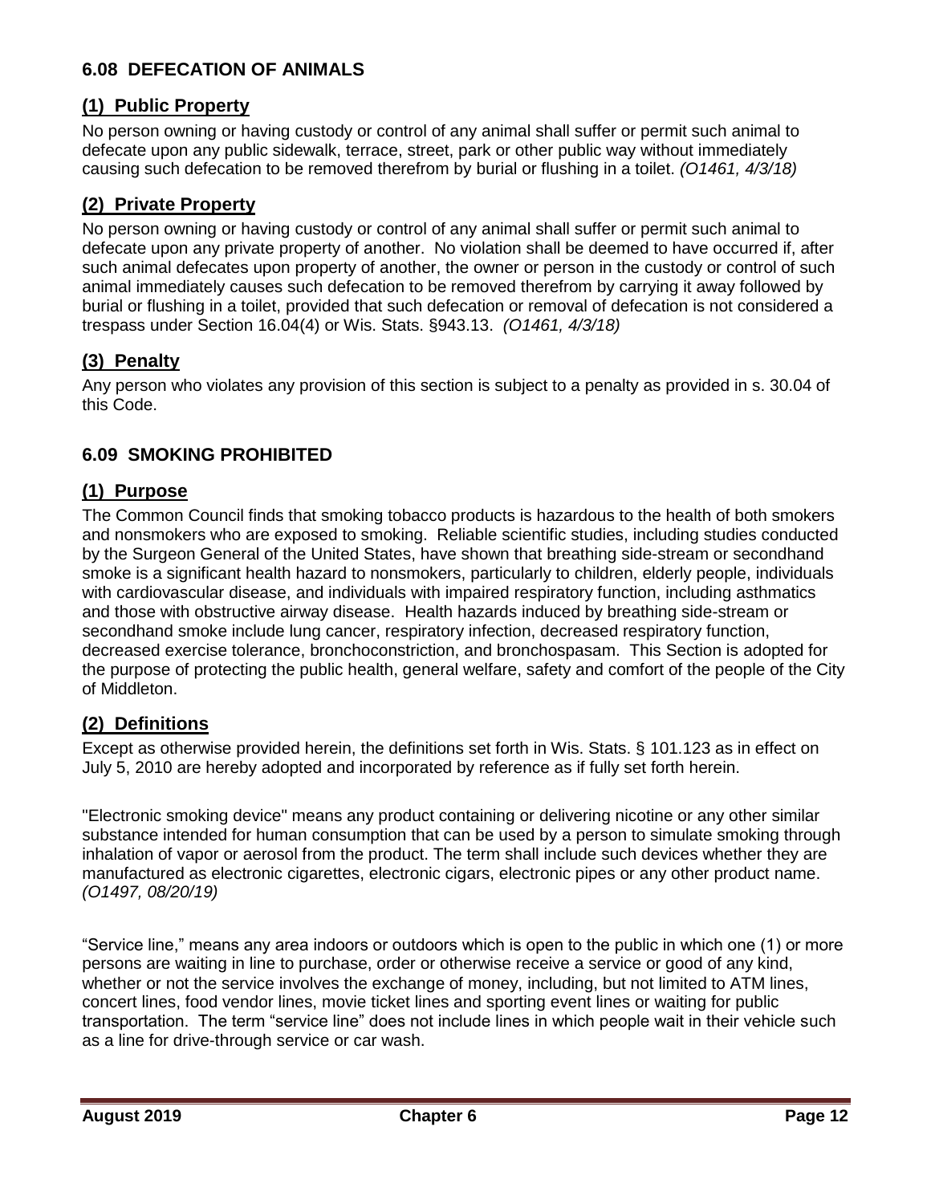## 6.08 DEFECATION OF ANIMALS

### (1) Public Property

No person owning or having custody or control of any animal shall suffer or permit such animal to defecate upon any public sidewalk, terrace, street, park or other public way without immediately causing such defecation to be removed therefrom by burial or flushing in a toilet. *(O1461, 4/3/18)*

### (2) Private Property

No person owning or having custody or control of any animal shall suffer or permit such animal to defecate upon any private property of another. No violation shall be deemed to have occurred if, after such animal defecates upon property of another, the owner or person in the custody or control of such animal immediately causes such defecation to be removed therefrom by carrying it away followed by burial or flushing in a toilet, provided that such defecation or removal of defecation is not considered a trespass under Section 16.04(4) or Wis. Stats. §943.13. *(O1461, 4/3/18)*

### (3) Penalty

Any person who violates any provision of this section is subject to a penalty as provided in s. 30.04 of this Code.

## 6.09 SMOKING PROHIBITED

### (1) Purpose

The Common Council finds that smoking tobacco products is hazardous to the health of both smokers and nonsmokers who are exposed to smoking. Reliable scientific studies, including studies conducted by the Surgeon General of the United States, have shown that breathing side-stream or secondhand smoke is a significant health hazard to nonsmokers, particularly to children, elderly people, individuals with cardiovascular disease, and individuals with impaired respiratory function, including asthmatics and those with obstructive airway disease. Health hazards induced by breathing side-stream or secondhand smoke include lung cancer, respiratory infection, decreased respiratory function, decreased exercise tolerance, bronchoconstriction, and bronchospasam. This Section is adopted for the purpose of protecting the public health, general welfare, safety and comfort of the people of the City of Middleton.

### (2) Definitions

Except as otherwise provided herein, the definitions set forth in Wis. Stats. § 101.123 as in effect on July 5, 2010 are hereby adopted and incorporated by reference as if fully set forth herein.

"Electronic smoking device" means any product containing or delivering nicotine or any other similar substance intended for human consumption that can be used by a person to simulate smoking through inhalation of vapor or aerosol from the product. The term shall include such devices whether they are manufactured as electronic cigarettes, electronic cigars, electronic pipes or any other product name. *(O1497, 08/20/19)*

"Service line," means any area indoors or outdoors which is open to the public in which one (1) or more persons are waiting in line to purchase, order or otherwise receive a service or good of any kind, whether or not the service involves the exchange of money, including, but not limited to ATM lines, concert lines, food vendor lines, movie ticket lines and sporting event lines or waiting for public transportation. The term "service line" does not include lines in which people wait in their vehicle such as a line for drive-through service or car wash.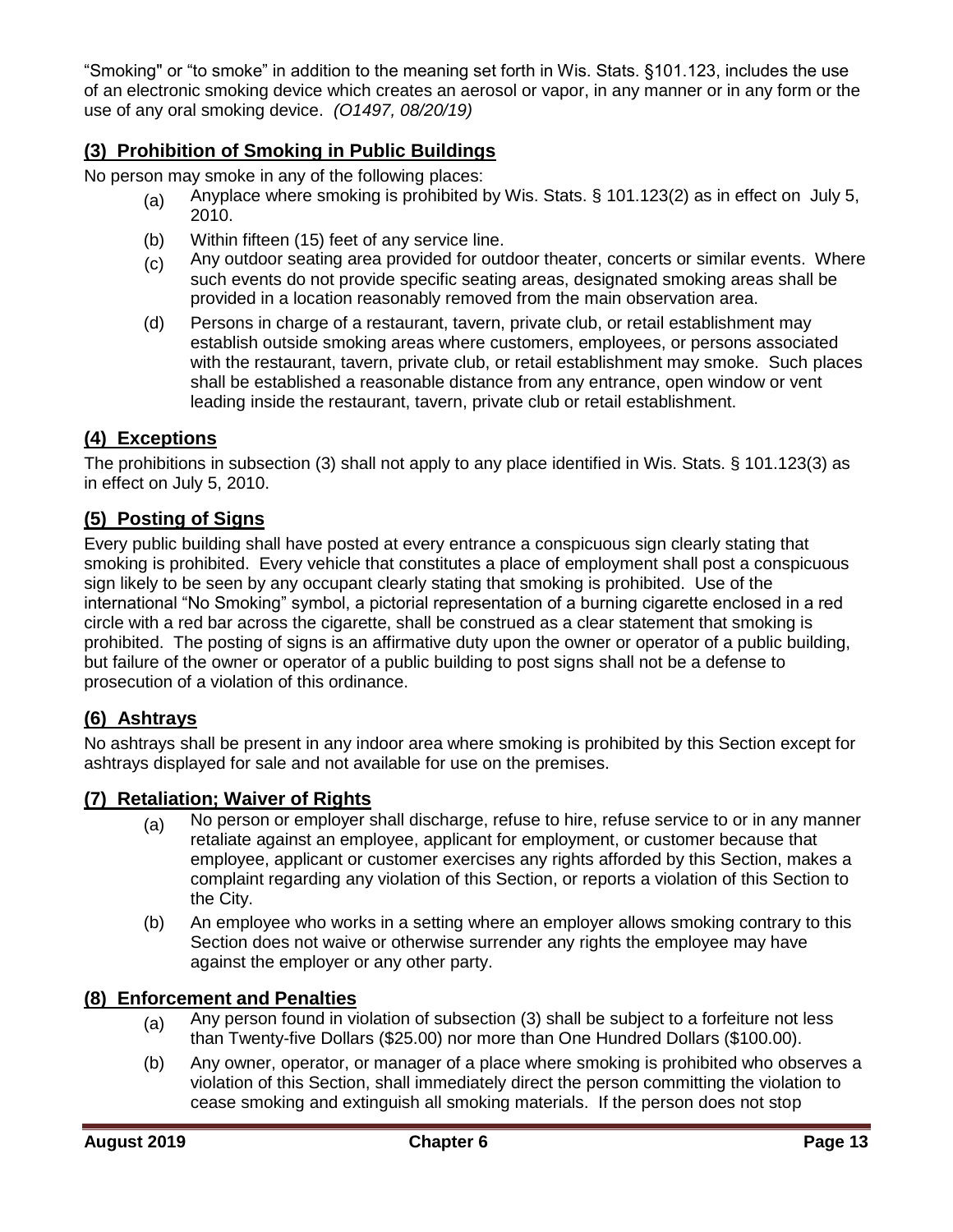"Smoking" or "to smoke" in addition to the meaning set forth in Wis. Stats. §101.123, includes the use of an electronic smoking device which creates an aerosol or vapor, in any manner or in any form or the use of any oral smoking device. *(O1497, 08/20/19)*

## (3) Prohibition of Smoking in Public Buildings

No person may smoke in any of the following places:

(a) Anyplace where smoking is prohibited by Wis. Stats. § 101.123(2) as in effect on July 5, 2010.

(b) Within fifteen (15) feet of any service line.

(c) Any outdoor seating area provided for outdoor theater, concerts or similar events. Where such events do not provide specific seating areas, designated smoking areas shall be provided in a location reasonably removed from the main observation area.

(d) Persons in charge of a restaurant, tavern, private club, or retail establishment may establish outside smoking areas where customers, employees, or persons associated with the restaurant, tavern, private club, or retail establishment may smoke. Such places shall be established a reasonable distance from any entrance, open window or vent leading inside the restaurant, tavern, private club or retail establishment.

## (4) Exceptions

The prohibitions in subsection (3) shall not apply to any place identified in Wis. Stats. § 101.123(3) as in effect on July 5, 2010.

## (5) Posting of Signs

Every public building shall have posted at every entrance a conspicuous sign clearly stating that smoking is prohibited. Every vehicle that constitutes a place of employment shall post a conspicuous sign likely to be seen by any occupant clearly stating that smoking is prohibited. Use of the international "No Smoking" symbol, a pictorial representation of a burning cigarette enclosed in a red circle with a red bar across the cigarette, shall be construed as a clear statement that smoking is prohibited. The posting of signs is an affirmative duty upon the owner or operator of a public building, but failure of the owner or operator of a public building to post signs shall not be a defense to prosecution of a violation of this ordinance.

## (6) Ashtrays

No ashtrays shall be present in any indoor area where smoking is prohibited by this Section except for ashtrays displayed for sale and not available for use on the premises.

## (7) Retaliation; Waiver of Rights

(a) No person or employer shall discharge, refuse to hire, refuse service to or in any manner retaliate against an employee, applicant for employment, or customer because that employee, applicant or customer exercises any rights afforded by this Section, makes a complaint regarding any violation of this Section, or reports a violation of this Section to the City.

(b) An employee who works in a setting where an employer allows smoking contrary to this Section does not waive or otherwise surrender any rights the employee may have against the employer or any other party.

## (8) Enforcement and Penalties

(a) Any person found in violation of subsection (3) shall be subject to a forfeiture not less than Twenty-five Dollars ($25.00) nor more than One Hundred Dollars ($100.00).

(b) Any owner, operator, or manager of a place where smoking is prohibited who observes a violation of this Section, shall immediately direct the person committing the violation to cease smoking and extinguish all smoking materials. If the person does not stop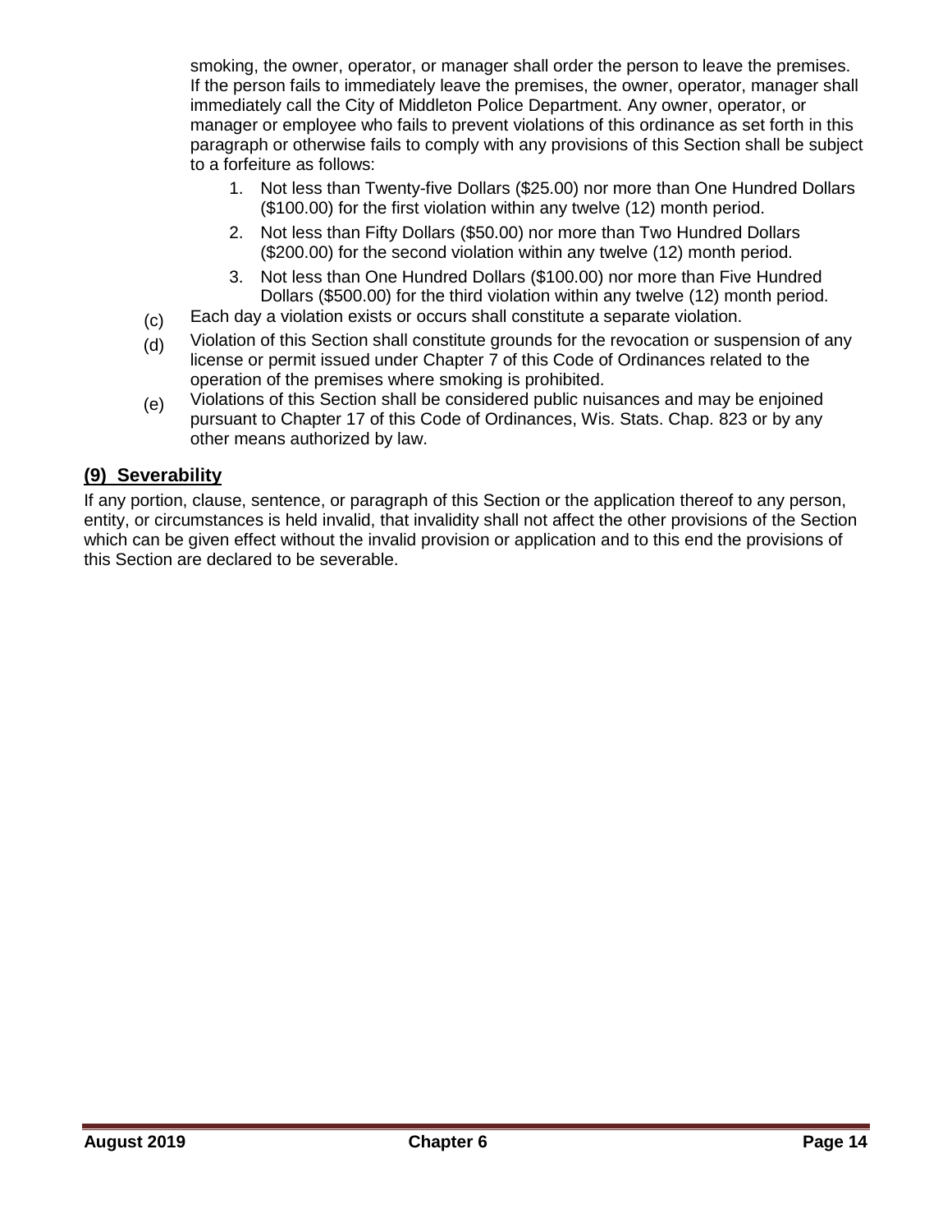smoking, the owner, operator, or manager shall order the person to leave the premises. If the person fails to immediately leave the premises, the owner, operator, manager shall immediately call the City of Middleton Police Department. Any owner, operator, or manager or employee who fails to prevent violations of this ordinance as set forth in this paragraph or otherwise fails to comply with any provisions of this Section shall be subject to a forfeiture as follows:

1. Not less than Twenty-five Dollars ($25.00) nor more than One Hundred Dollars ($100.00) for the first violation within any twelve (12) month period.
2. Not less than Fifty Dollars ($50.00) nor more than Two Hundred Dollars ($200.00) for the second violation within any twelve (12) month period.
3. Not less than One Hundred Dollars ($100.00) nor more than Five Hundred Dollars ($500.00) for the third violation within any twelve (12) month period.

(c) Each day a violation exists or occurs shall constitute a separate violation.

(d) Violation of this Section shall constitute grounds for the revocation or suspension of any license or permit issued under Chapter 7 of this Code of Ordinances related to the operation of the premises where smoking is prohibited.

(e) Violations of this Section shall be considered public nuisances and may be enjoined pursuant to Chapter 17 of this Code of Ordinances, Wis. Stats. Chap. 823 or by any other means authorized by law.

## (9) Severability

If any portion, clause, sentence, or paragraph of this Section or the application thereof to any person, entity, or circumstances is held invalid, that invalidity shall not affect the other provisions of the Section which can be given effect without the invalid provision or application and to this end the provisions of this Section are declared to be severable.